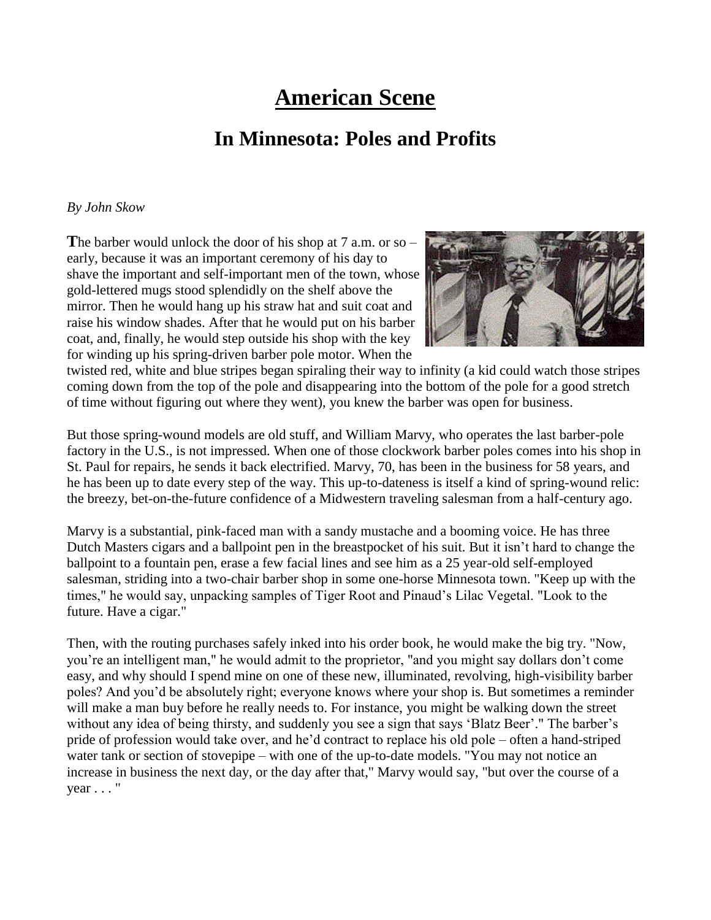# American Scene

## In Minnesota: Poles and Profits

*By John Skow*

**T**he barber would unlock the door of his shop at 7 a.m. or so – early, because it was an important ceremony of his day to shave the important and self-important men of the town, whose gold-lettered mugs stood splendidly on the shelf above the mirror. Then he would hang up his straw hat and suit coat and raise his window shades. After that he would put on his barber coat, and, finally, he would step outside his shop with the key for winding up his spring-driven barber pole motor. When the twisted red, white and blue stripes began spiraling their way to infinity (a kid could watch those stripes coming down from the top of the pole and disappearing into the bottom of the pole for a good stretch of time without figuring out where they went), you knew the barber was open for business.

But those spring-wound models are old stuff, and William Marvy, who operates the last barber-pole factory in the U.S., is not impressed. When one of those clockwork barber poles comes into his shop in St. Paul for repairs, he sends it back electrified. Marvy, 70, has been in the business for 58 years, and he has been up to date every step of the way. This up-to-dateness is itself a kind of spring-wound relic: the breezy, bet-on-the-future confidence of a Midwestern traveling salesman from a half-century ago.

Marvy is a substantial, pink-faced man with a sandy mustache and a booming voice. He has three Dutch Masters cigars and a ballpoint pen in the breastpocket of his suit. But it isn't hard to change the ballpoint to a fountain pen, erase a few facial lines and see him as a 25 year-old self-employed salesman, striding into a two-chair barber shop in some one-horse Minnesota town. "Keep up with the times," he would say, unpacking samples of Tiger Root and Pinaud's Lilac Vegetal. "Look to the future. Have a cigar."

Then, with the routing purchases safely inked into his order book, he would make the big try. "Now, you're an intelligent man," he would admit to the proprietor, "and you might say dollars don't come easy, and why should I spend mine on one of these new, illuminated, revolving, high-visibility barber poles? And you'd be absolutely right; everyone knows where your shop is. But sometimes a reminder will make a man buy before he really needs to. For instance, you might be walking down the street without any idea of being thirsty, and suddenly you see a sign that says 'Blatz Beer'." The barber's pride of profession would take over, and he'd contract to replace his old pole – often a hand-striped water tank or section of stovepipe – with one of the up-to-date models. "You may not notice an increase in business the next day, or the day after that," Marvy would say, "but over the course of a year . . . "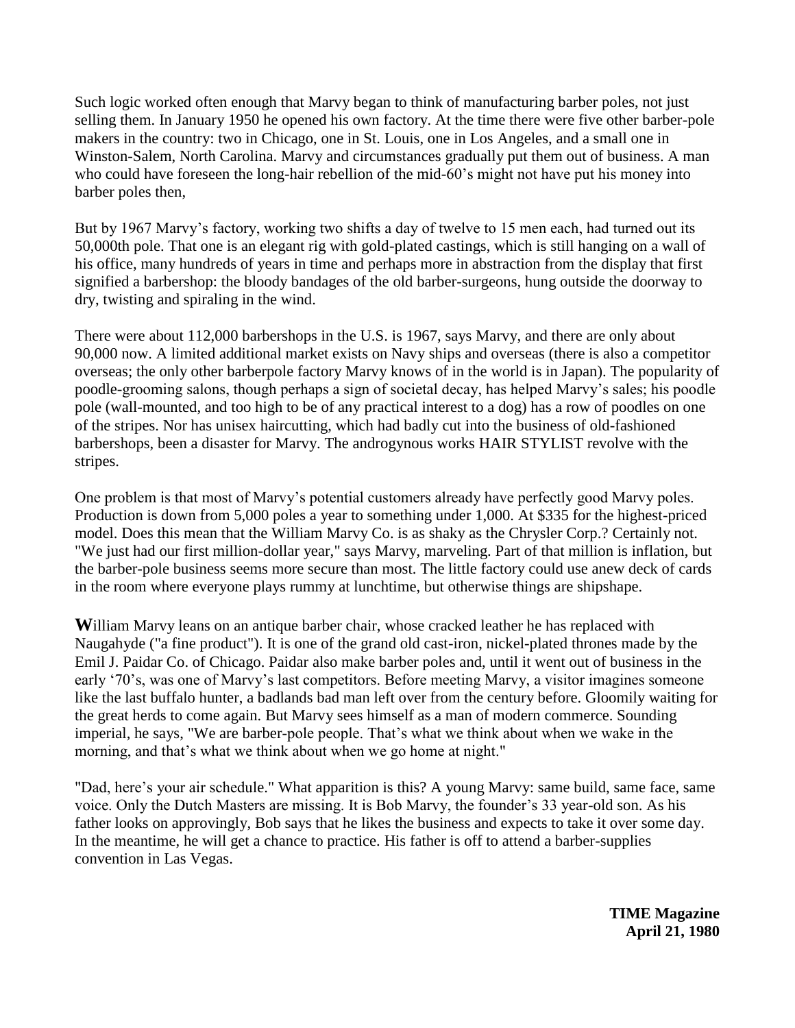Such logic worked often enough that Marvy began to think of manufacturing barber poles, not just selling them. In January 1950 he opened his own factory. At the time there were five other barber-pole makers in the country: two in Chicago, one in St. Louis, one in Los Angeles, and a small one in Winston-Salem, North Carolina. Marvy and circumstances gradually put them out of business. A man who could have foreseen the long-hair rebellion of the mid-60's might not have put his money into barber poles then,

But by 1967 Marvy's factory, working two shifts a day of twelve to 15 men each, had turned out its 50,000th pole. That one is an elegant rig with gold-plated castings, which is still hanging on a wall of his office, many hundreds of years in time and perhaps more in abstraction from the display that first signified a barbershop: the bloody bandages of the old barber-surgeons, hung outside the doorway to dry, twisting and spiraling in the wind.

There were about 112,000 barbershops in the U.S. is 1967, says Marvy, and there are only about 90,000 now. A limited additional market exists on Navy ships and overseas (there is also a competitor overseas; the only other barberpole factory Marvy knows of in the world is in Japan). The popularity of poodle-grooming salons, though perhaps a sign of societal decay, has helped Marvy's sales; his poodle pole (wall-mounted, and too high to be of any practical interest to a dog) has a row of poodles on one of the stripes. Nor has unisex haircutting, which had badly cut into the business of old-fashioned barbershops, been a disaster for Marvy. The androgynous works HAIR STYLIST revolve with the stripes.

One problem is that most of Marvy's potential customers already have perfectly good Marvy poles. Production is down from 5,000 poles a year to something under 1,000. At $335 for the highest-priced model. Does this mean that the William Marvy Co. is as shaky as the Chrysler Corp.? Certainly not. "We just had our first million-dollar year," says Marvy, marveling. Part of that million is inflation, but the barber-pole business seems more secure than most. The little factory could use anew deck of cards in the room where everyone plays rummy at lunchtime, but otherwise things are shipshape.

**W**illiam Marvy leans on an antique barber chair, whose cracked leather he has replaced with Naugahyde ("a fine product"). It is one of the grand old cast-iron, nickel-plated thrones made by the Emil J. Paidar Co. of Chicago. Paidar also make barber poles and, until it went out of business in the early '70's, was one of Marvy's last competitors. Before meeting Marvy, a visitor imagines someone like the last buffalo hunter, a badlands bad man left over from the century before. Gloomily waiting for the great herds to come again. But Marvy sees himself as a man of modern commerce. Sounding imperial, he says, "We are barber-pole people. That's what we think about when we wake in the morning, and that's what we think about when we go home at night."

"Dad, here's your air schedule." What apparition is this? A young Marvy: same build, same face, same voice. Only the Dutch Masters are missing. It is Bob Marvy, the founder's 33 year-old son. As his father looks on approvingly, Bob says that he likes the business and expects to take it over some day. In the meantime, he will get a chance to practice. His father is off to attend a barber-supplies convention in Las Vegas.

**TIME Magazine**
**April 21, 1980**